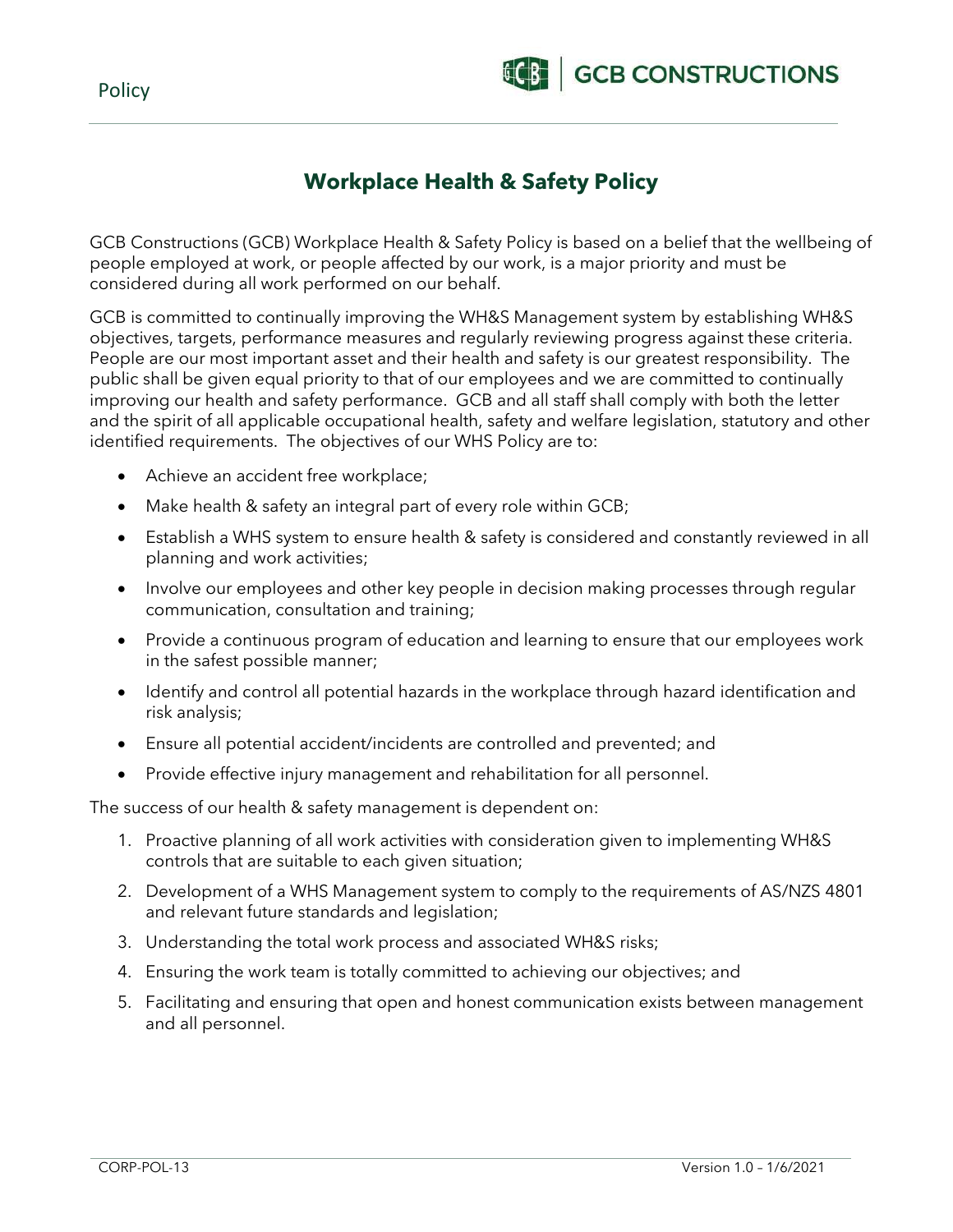# Workplace Health & Safety Policy

GCB Constructions (GCB) Workplace Health & Safety Policy is based on a belief that the wellbeing of people employed at work, or people affected by our work, is a major priority and must be considered during all work performed on our behalf.

GCB is committed to continually improving the WH&S Management system by establishing WH&S objectives, targets, performance measures and regularly reviewing progress against these criteria. People are our most important asset and their health and safety is our greatest responsibility. The public shall be given equal priority to that of our employees and we are committed to continually improving our health and safety performance. GCB and all staff shall comply with both the letter and the spirit of all applicable occupational health, safety and welfare legislation, statutory and other identified requirements. The objectives of our WHS Policy are to:

- Achieve an accident free workplace;
- Make health & safety an integral part of every role within GCB;
- Establish a WHS system to ensure health & safety is considered and constantly reviewed in all planning and work activities;
- Involve our employees and other key people in decision making processes through regular communication, consultation and training;
- Provide a continuous program of education and learning to ensure that our employees work in the safest possible manner;
- Identify and control all potential hazards in the workplace through hazard identification and risk analysis;
- Ensure all potential accident/incidents are controlled and prevented; and
- Provide effective injury management and rehabilitation for all personnel.

The success of our health & safety management is dependent on:

1. Proactive planning of all work activities with consideration given to implementing WH&S controls that are suitable to each given situation;
2. Development of a WHS Management system to comply to the requirements of AS/NZS 4801 and relevant future standards and legislation;
3. Understanding the total work process and associated WH&S risks;
4. Ensuring the work team is totally committed to achieving our objectives; and
5. Facilitating and ensuring that open and honest communication exists between management and all personnel.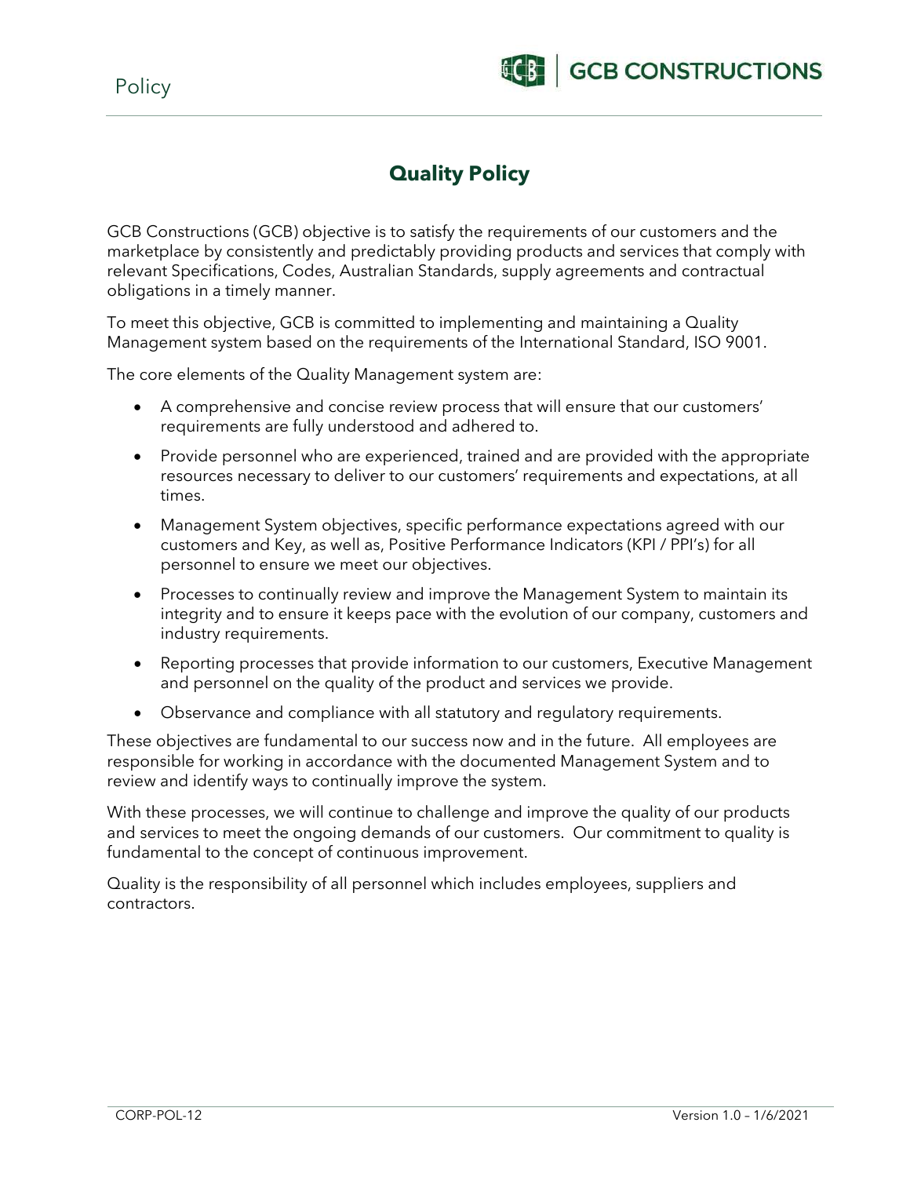# Quality Policy

GCB Constructions (GCB) objective is to satisfy the requirements of our customers and the marketplace by consistently and predictably providing products and services that comply with relevant Specifications, Codes, Australian Standards, supply agreements and contractual obligations in a timely manner.

To meet this objective, GCB is committed to implementing and maintaining a Quality Management system based on the requirements of the International Standard, ISO 9001.

The core elements of the Quality Management system are:

- A comprehensive and concise review process that will ensure that our customers' requirements are fully understood and adhered to.
- Provide personnel who are experienced, trained and are provided with the appropriate resources necessary to deliver to our customers' requirements and expectations, at all times.
- Management System objectives, specific performance expectations agreed with our customers and Key, as well as, Positive Performance Indicators (KPI / PPI's) for all personnel to ensure we meet our objectives.
- Processes to continually review and improve the Management System to maintain its integrity and to ensure it keeps pace with the evolution of our company, customers and industry requirements.
- Reporting processes that provide information to our customers, Executive Management and personnel on the quality of the product and services we provide.
- Observance and compliance with all statutory and regulatory requirements.

These objectives are fundamental to our success now and in the future. All employees are responsible for working in accordance with the documented Management System and to review and identify ways to continually improve the system.

With these processes, we will continue to challenge and improve the quality of our products and services to meet the ongoing demands of our customers. Our commitment to quality is fundamental to the concept of continuous improvement.

Quality is the responsibility of all personnel which includes employees, suppliers and contractors.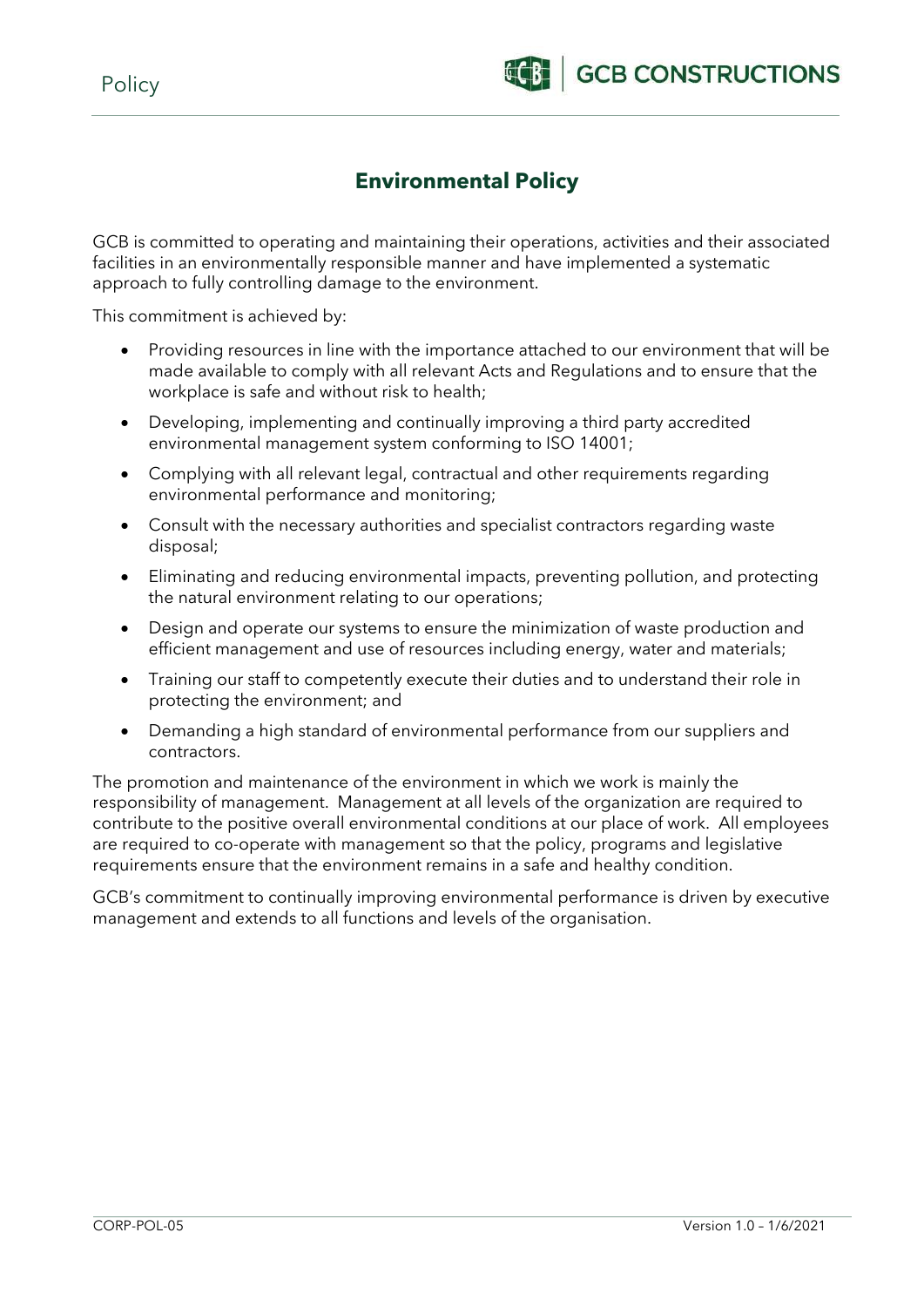# Environmental Policy

GCB is committed to operating and maintaining their operations, activities and their associated facilities in an environmentally responsible manner and have implemented a systematic approach to fully controlling damage to the environment.

This commitment is achieved by:

- Providing resources in line with the importance attached to our environment that will be made available to comply with all relevant Acts and Regulations and to ensure that the workplace is safe and without risk to health;
- Developing, implementing and continually improving a third party accredited environmental management system conforming to ISO 14001;
- Complying with all relevant legal, contractual and other requirements regarding environmental performance and monitoring;
- Consult with the necessary authorities and specialist contractors regarding waste disposal;
- Eliminating and reducing environmental impacts, preventing pollution, and protecting the natural environment relating to our operations;
- Design and operate our systems to ensure the minimization of waste production and efficient management and use of resources including energy, water and materials;
- Training our staff to competently execute their duties and to understand their role in protecting the environment; and
- Demanding a high standard of environmental performance from our suppliers and contractors.

The promotion and maintenance of the environment in which we work is mainly the responsibility of management. Management at all levels of the organization are required to contribute to the positive overall environmental conditions at our place of work. All employees are required to co-operate with management so that the policy, programs and legislative requirements ensure that the environment remains in a safe and healthy condition.

GCB's commitment to continually improving environmental performance is driven by executive management and extends to all functions and levels of the organisation.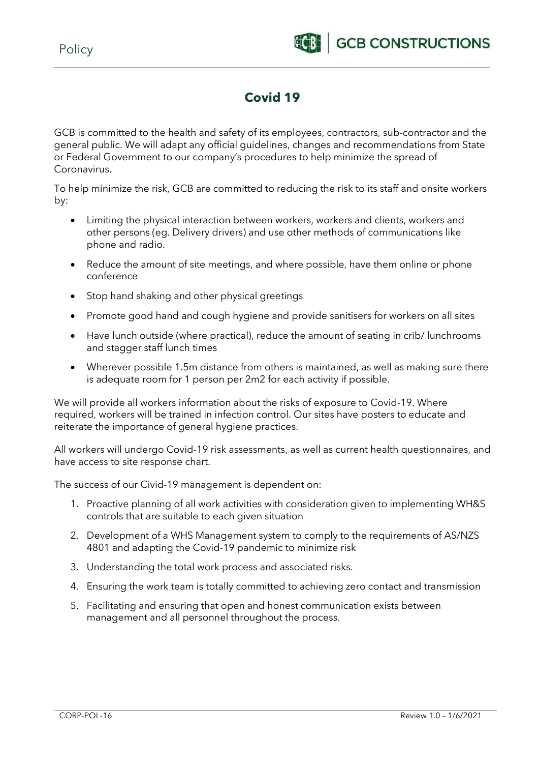# Covid 19

GCB is committed to the health and safety of its employees, contractors, sub-contractor and the general public. We will adapt any official guidelines, changes and recommendations from State or Federal Government to our company's procedures to help minimize the spread of Coronavirus.

To help minimize the risk, GCB are committed to reducing the risk to its staff and onsite workers by:

- Limiting the physical interaction between workers, workers and clients, workers and other persons (eg. Delivery drivers) and use other methods of communications like phone and radio.
- Reduce the amount of site meetings, and where possible, have them online or phone conference
- Stop hand shaking and other physical greetings
- Promote good hand and cough hygiene and provide sanitisers for workers on all sites
- Have lunch outside (where practical), reduce the amount of seating in crib/ lunchrooms and stagger staff lunch times
- Wherever possible 1.5m distance from others is maintained, as well as making sure there is adequate room for 1 person per 2m2 for each activity if possible.

We will provide all workers information about the risks of exposure to Covid-19. Where required, workers will be trained in infection control. Our sites have posters to educate and reiterate the importance of general hygiene practices.

All workers will undergo Covid-19 risk assessments, as well as current health questionnaires, and have access to site response chart.

The success of our Civid-19 management is dependent on:

1. Proactive planning of all work activities with consideration given to implementing WH&S controls that are suitable to each given situation
2. Development of a WHS Management system to comply to the requirements of AS/NZS 4801 and adapting the Covid-19 pandemic to minimize risk
3. Understanding the total work process and associated risks.
4. Ensuring the work team is totally committed to achieving zero contact and transmission
5. Facilitating and ensuring that open and honest communication exists between management and all personnel throughout the process.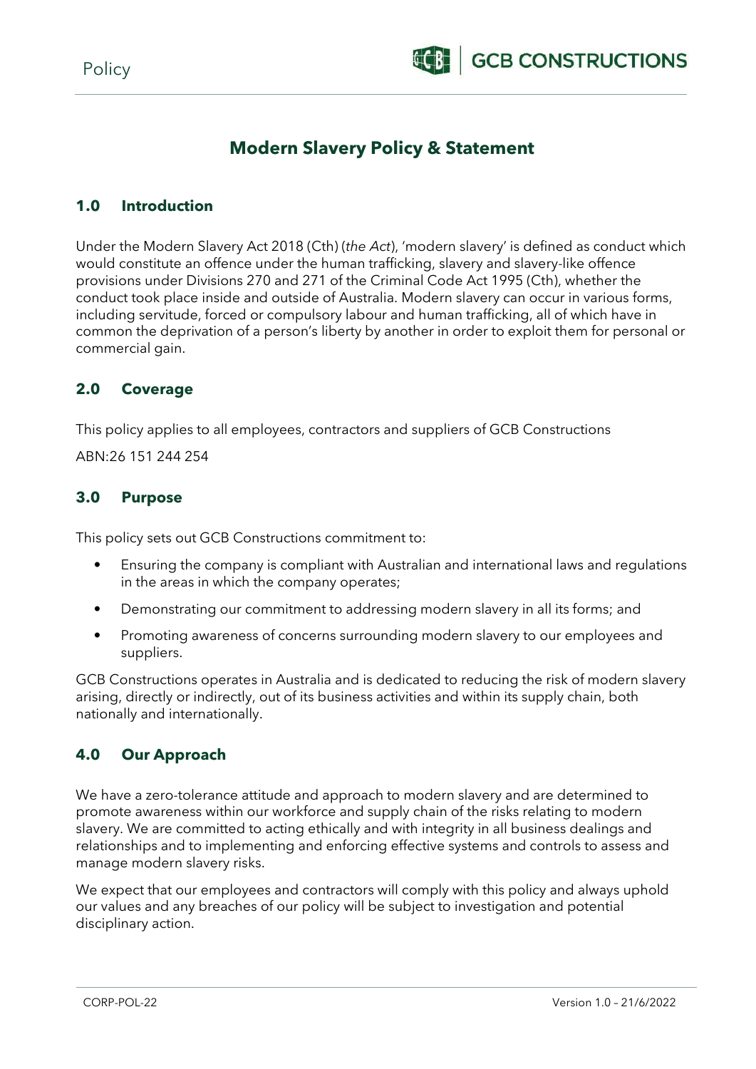# Modern Slavery Policy & Statement

## 1.0 Introduction

Under the Modern Slavery Act 2018 (Cth) (*the Act*), 'modern slavery' is defined as conduct which would constitute an offence under the human trafficking, slavery and slavery-like offence provisions under Divisions 270 and 271 of the Criminal Code Act 1995 (Cth), whether the conduct took place inside and outside of Australia. Modern slavery can occur in various forms, including servitude, forced or compulsory labour and human trafficking, all of which have in common the deprivation of a person's liberty by another in order to exploit them for personal or commercial gain.

## 2.0 Coverage

This policy applies to all employees, contractors and suppliers of GCB Constructions

ABN:26 151 244 254

## 3.0 Purpose

This policy sets out GCB Constructions commitment to:

- Ensuring the company is compliant with Australian and international laws and regulations in the areas in which the company operates;
- Demonstrating our commitment to addressing modern slavery in all its forms; and
- Promoting awareness of concerns surrounding modern slavery to our employees and suppliers.

GCB Constructions operates in Australia and is dedicated to reducing the risk of modern slavery arising, directly or indirectly, out of its business activities and within its supply chain, both nationally and internationally.

## 4.0 Our Approach

We have a zero-tolerance attitude and approach to modern slavery and are determined to promote awareness within our workforce and supply chain of the risks relating to modern slavery. We are committed to acting ethically and with integrity in all business dealings and relationships and to implementing and enforcing effective systems and controls to assess and manage modern slavery risks.

We expect that our employees and contractors will comply with this policy and always uphold our values and any breaches of our policy will be subject to investigation and potential disciplinary action.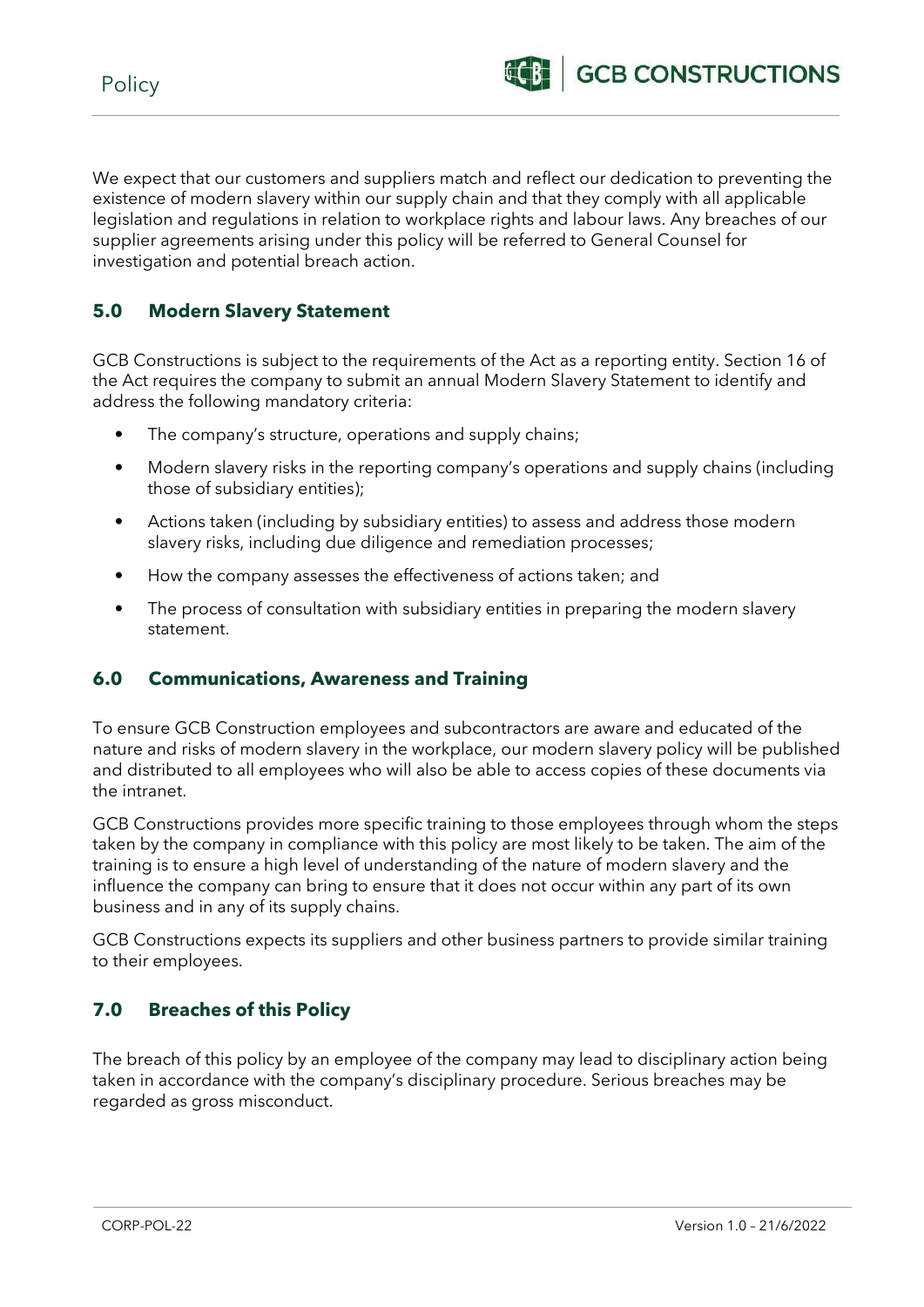We expect that our customers and suppliers match and reflect our dedication to preventing the existence of modern slavery within our supply chain and that they comply with all applicable legislation and regulations in relation to workplace rights and labour laws. Any breaches of our supplier agreements arising under this policy will be referred to General Counsel for investigation and potential breach action.

## 5.0 Modern Slavery Statement

GCB Constructions is subject to the requirements of the Act as a reporting entity. Section 16 of the Act requires the company to submit an annual Modern Slavery Statement to identify and address the following mandatory criteria:

- The company's structure, operations and supply chains;
- Modern slavery risks in the reporting company's operations and supply chains (including those of subsidiary entities);
- Actions taken (including by subsidiary entities) to assess and address those modern slavery risks, including due diligence and remediation processes;
- How the company assesses the effectiveness of actions taken; and
- The process of consultation with subsidiary entities in preparing the modern slavery statement.

## 6.0 Communications, Awareness and Training

To ensure GCB Construction employees and subcontractors are aware and educated of the nature and risks of modern slavery in the workplace, our modern slavery policy will be published and distributed to all employees who will also be able to access copies of these documents via the intranet.

GCB Constructions provides more specific training to those employees through whom the steps taken by the company in compliance with this policy are most likely to be taken. The aim of the training is to ensure a high level of understanding of the nature of modern slavery and the influence the company can bring to ensure that it does not occur within any part of its own business and in any of its supply chains.

GCB Constructions expects its suppliers and other business partners to provide similar training to their employees.

## 7.0 Breaches of this Policy

The breach of this policy by an employee of the company may lead to disciplinary action being taken in accordance with the company's disciplinary procedure. Serious breaches may be regarded as gross misconduct.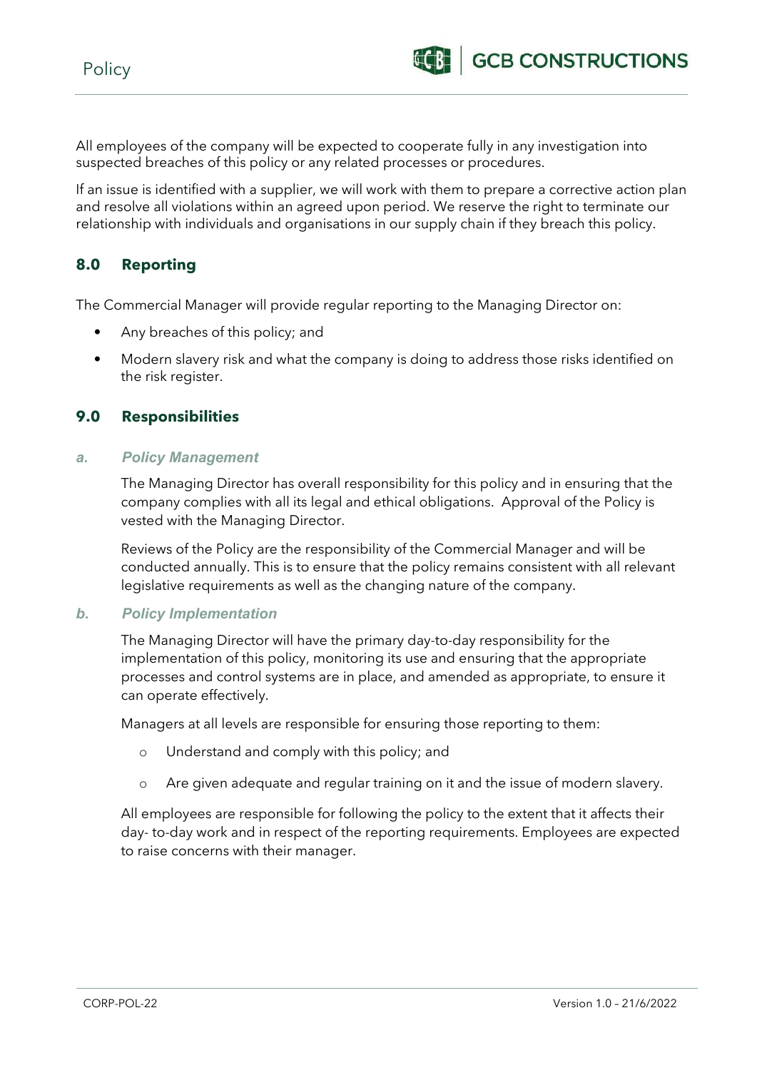All employees of the company will be expected to cooperate fully in any investigation into suspected breaches of this policy or any related processes or procedures.

If an issue is identified with a supplier, we will work with them to prepare a corrective action plan and resolve all violations within an agreed upon period. We reserve the right to terminate our relationship with individuals and organisations in our supply chain if they breach this policy.

## 8.0 Reporting

The Commercial Manager will provide regular reporting to the Managing Director on:

- Any breaches of this policy; and
- Modern slavery risk and what the company is doing to address those risks identified on the risk register.

## 9.0 Responsibilities

### a. *Policy Management*

The Managing Director has overall responsibility for this policy and in ensuring that the company complies with all its legal and ethical obligations. Approval of the Policy is vested with the Managing Director.

Reviews of the Policy are the responsibility of the Commercial Manager and will be conducted annually. This is to ensure that the policy remains consistent with all relevant legislative requirements as well as the changing nature of the company.

### b. *Policy Implementation*

The Managing Director will have the primary day-to-day responsibility for the implementation of this policy, monitoring its use and ensuring that the appropriate processes and control systems are in place, and amended as appropriate, to ensure it can operate effectively.

Managers at all levels are responsible for ensuring those reporting to them:

- Understand and comply with this policy; and
- Are given adequate and regular training on it and the issue of modern slavery.

All employees are responsible for following the policy to the extent that it affects their day- to-day work and in respect of the reporting requirements. Employees are expected to raise concerns with their manager.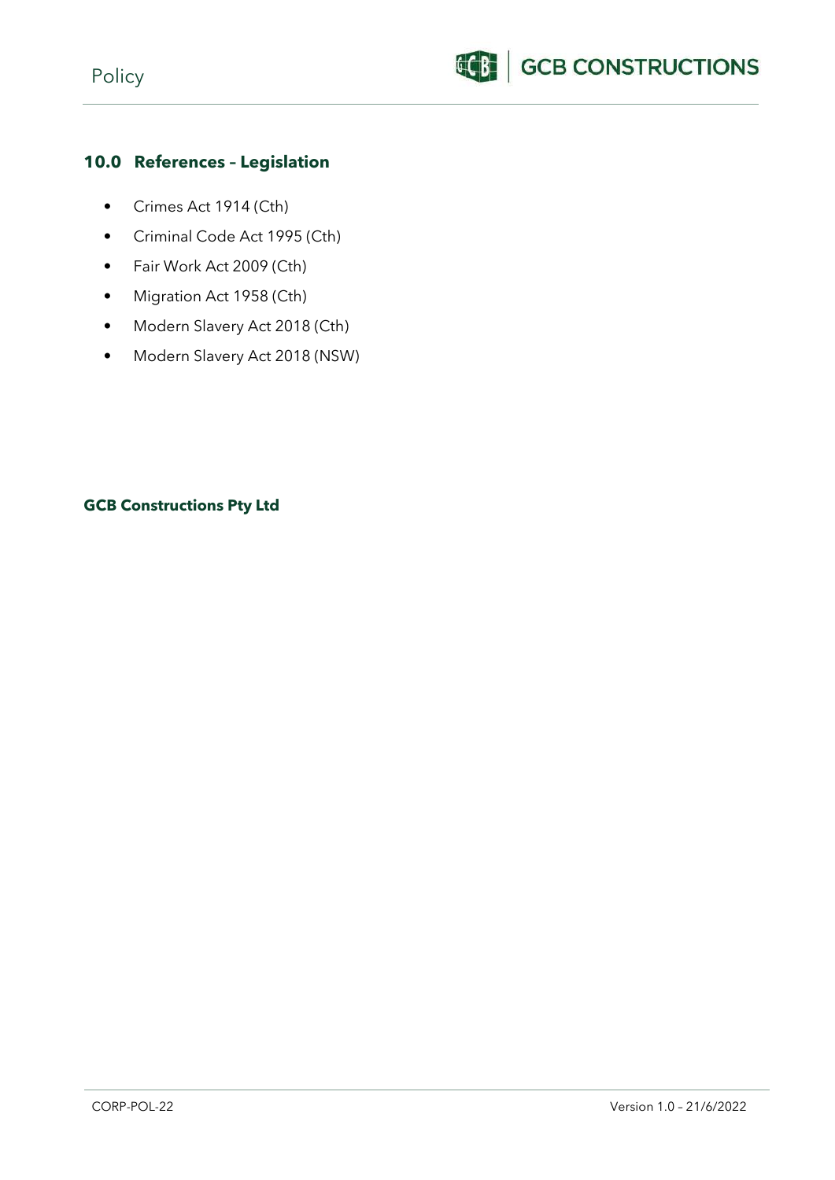## 10.0 References – Legislation

- Crimes Act 1914 (Cth)
- Criminal Code Act 1995 (Cth)
- Fair Work Act 2009 (Cth)
- Migration Act 1958 (Cth)
- Modern Slavery Act 2018 (Cth)
- Modern Slavery Act 2018 (NSW)

**GCB Constructions Pty Ltd**